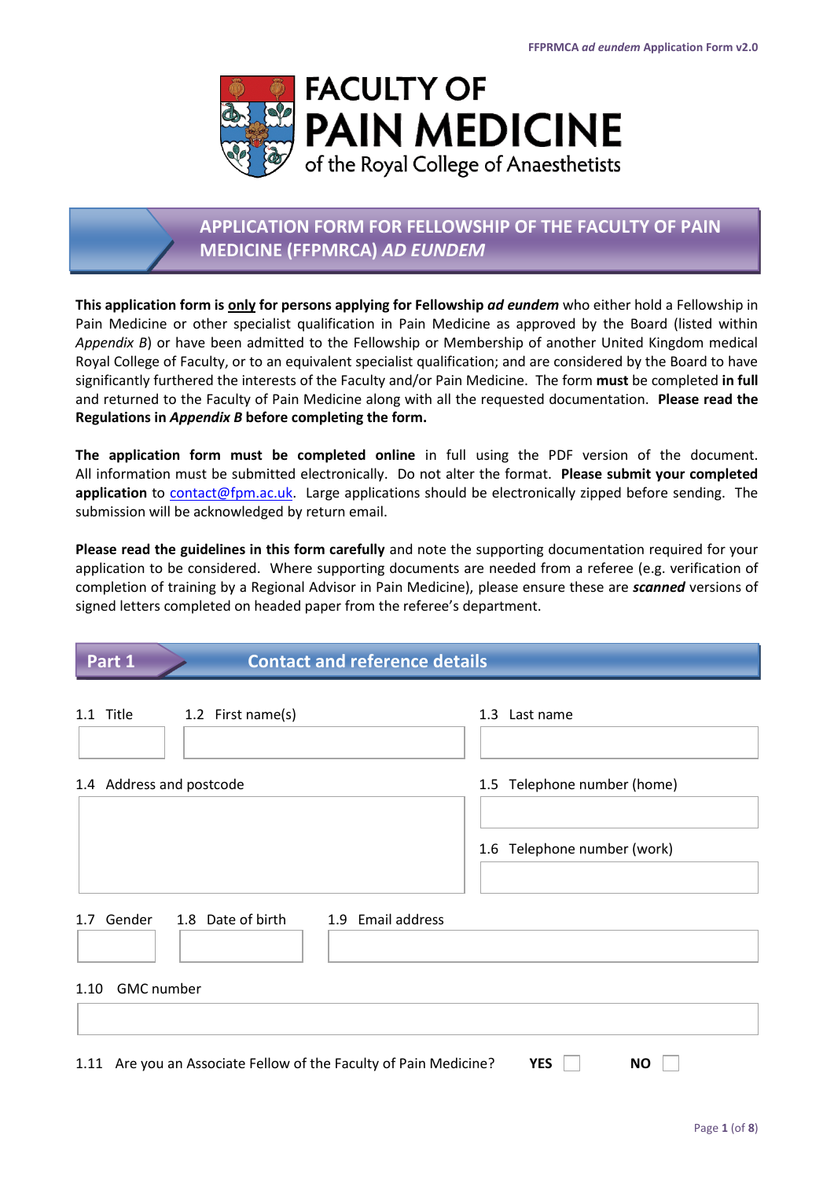# FACULTY OF PAIN MEDICINE of the Royal College of Anaesthetists

## APPLICATION FORM FOR FELLOWSHIP OF THE FACULTY OF PAIN MEDICINE (FFPMRCA) *AD EUNDEM*

**This application form is <u>only</u> for persons applying for Fellowship *ad eundem*** who either hold a Fellowship in Pain Medicine or other specialist qualification in Pain Medicine as approved by the Board (listed within *Appendix B*) or have been admitted to the Fellowship or Membership of another United Kingdom medical Royal College of Faculty, or to an equivalent specialist qualification; and are considered by the Board to have significantly furthered the interests of the Faculty and/or Pain Medicine. The form **must** be completed **in full** and returned to the Faculty of Pain Medicine along with all the requested documentation. **Please read the Regulations in *Appendix B* before completing the form.**

**The application form must be completed online** in full using the PDF version of the document. All information must be submitted electronically. Do not alter the format. **Please submit your completed application** to contact@fpm.ac.uk. Large applications should be electronically zipped before sending. The submission will be acknowledged by return email.

**Please read the guidelines in this form carefully** and note the supporting documentation required for your application to be considered. Where supporting documents are needed from a referee (e.g. verification of completion of training by a Regional Advisor in Pain Medicine), please ensure these are ***scanned*** versions of signed letters completed on headed paper from the referee's department.

## Part 1 Contact and reference details

1.1 Title

1.2 First name(s)

1.3 Last name

1.4 Address and postcode

1.5 Telephone number (home)

1.6 Telephone number (work)

1.7 Gender

1.8 Date of birth

1.9 Email address

1.10 GMC number

1.11 Are you an Associate Fellow of the Faculty of Pain Medicine? **YES** ☐ **NO** ☐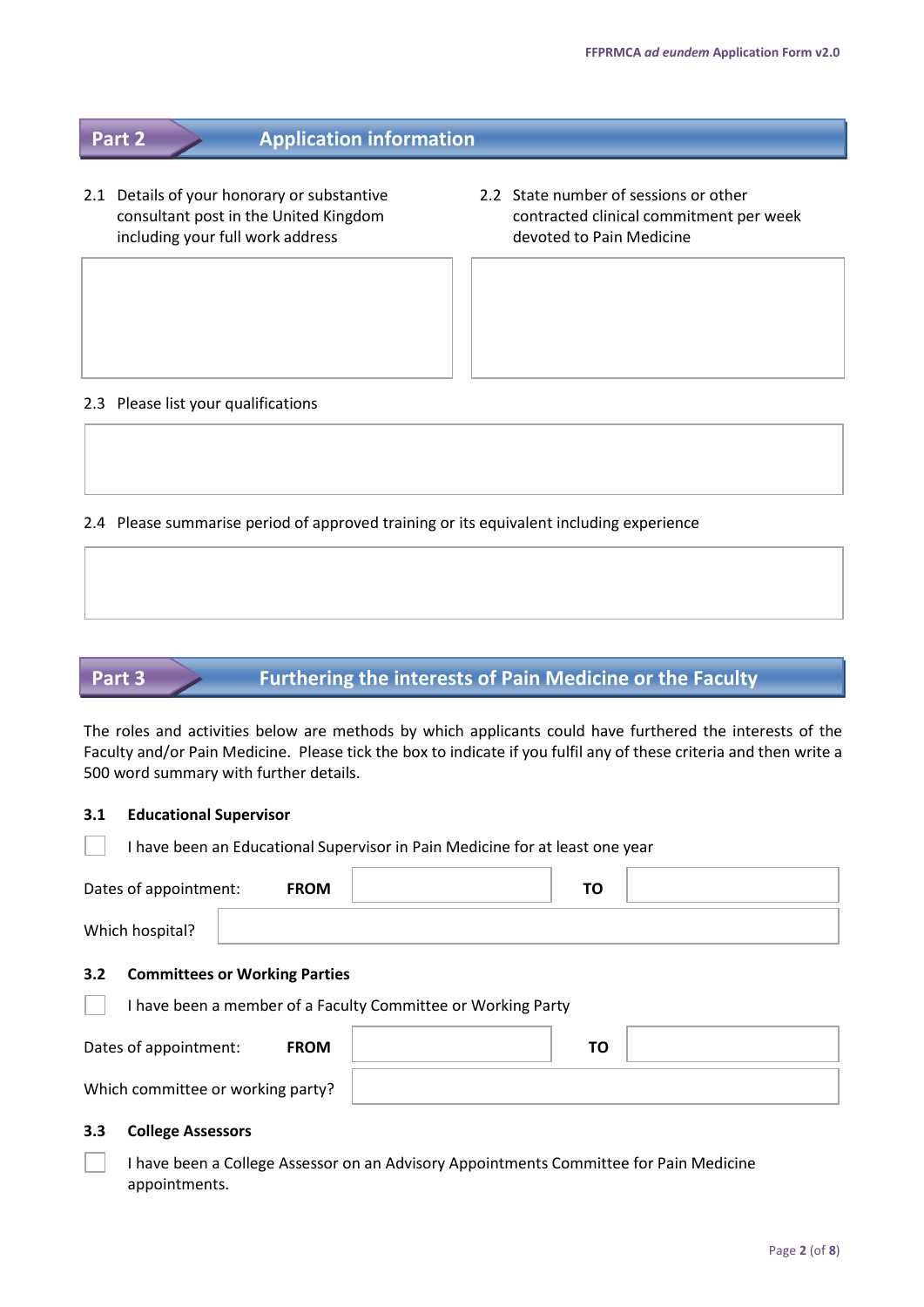## Part 2 Application information

2.1 Details of your honorary or substantive consultant post in the United Kingdom including your full work address

2.2 State number of sessions or other contracted clinical commitment per week devoted to Pain Medicine

2.3 Please list your qualifications

2.4 Please summarise period of approved training or its equivalent including experience

## Part 3 Furthering the interests of Pain Medicine or the Faculty

The roles and activities below are methods by which applicants could have furthered the interests of the Faculty and/or Pain Medicine. Please tick the box to indicate if you fulfil any of these criteria and then write a 500 word summary with further details.

### 3.1 Educational Supervisor

☐ I have been an Educational Supervisor in Pain Medicine for at least one year

Dates of appointment: **FROM** ______ **TO** ______

Which hospital? ______

### 3.2 Committees or Working Parties

☐ I have been a member of a Faculty Committee or Working Party

Dates of appointment: **FROM** ______ **TO** ______

Which committee or working party? ______

### 3.3 College Assessors

☐ I have been a College Assessor on an Advisory Appointments Committee for Pain Medicine appointments.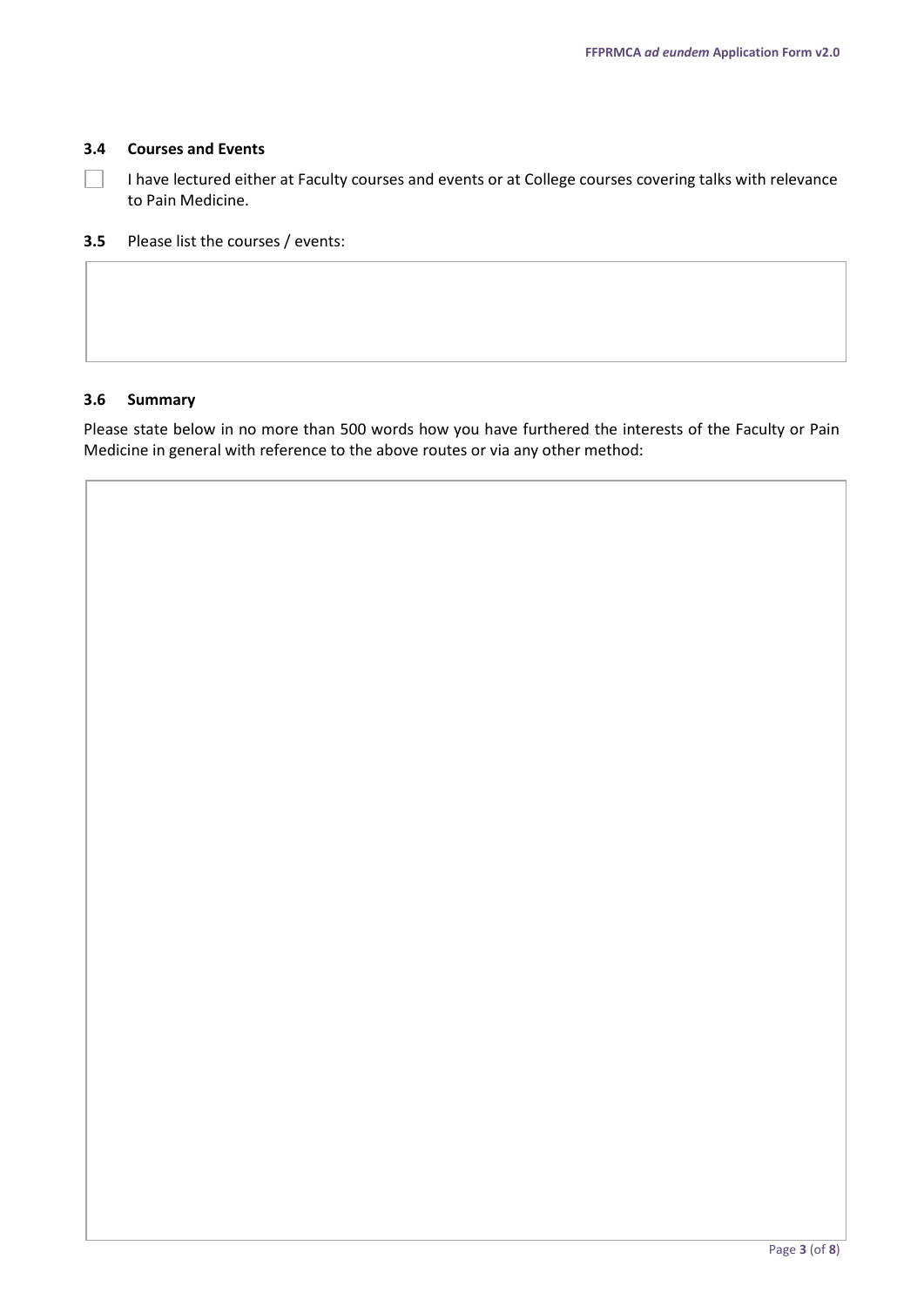### 3.4 Courses and Events

☐ I have lectured either at Faculty courses and events or at College courses covering talks with relevance to Pain Medicine.

**3.5** Please list the courses / events:

### 3.6 Summary

Please state below in no more than 500 words how you have furthered the interests of the Faculty or Pain Medicine in general with reference to the above routes or via any other method: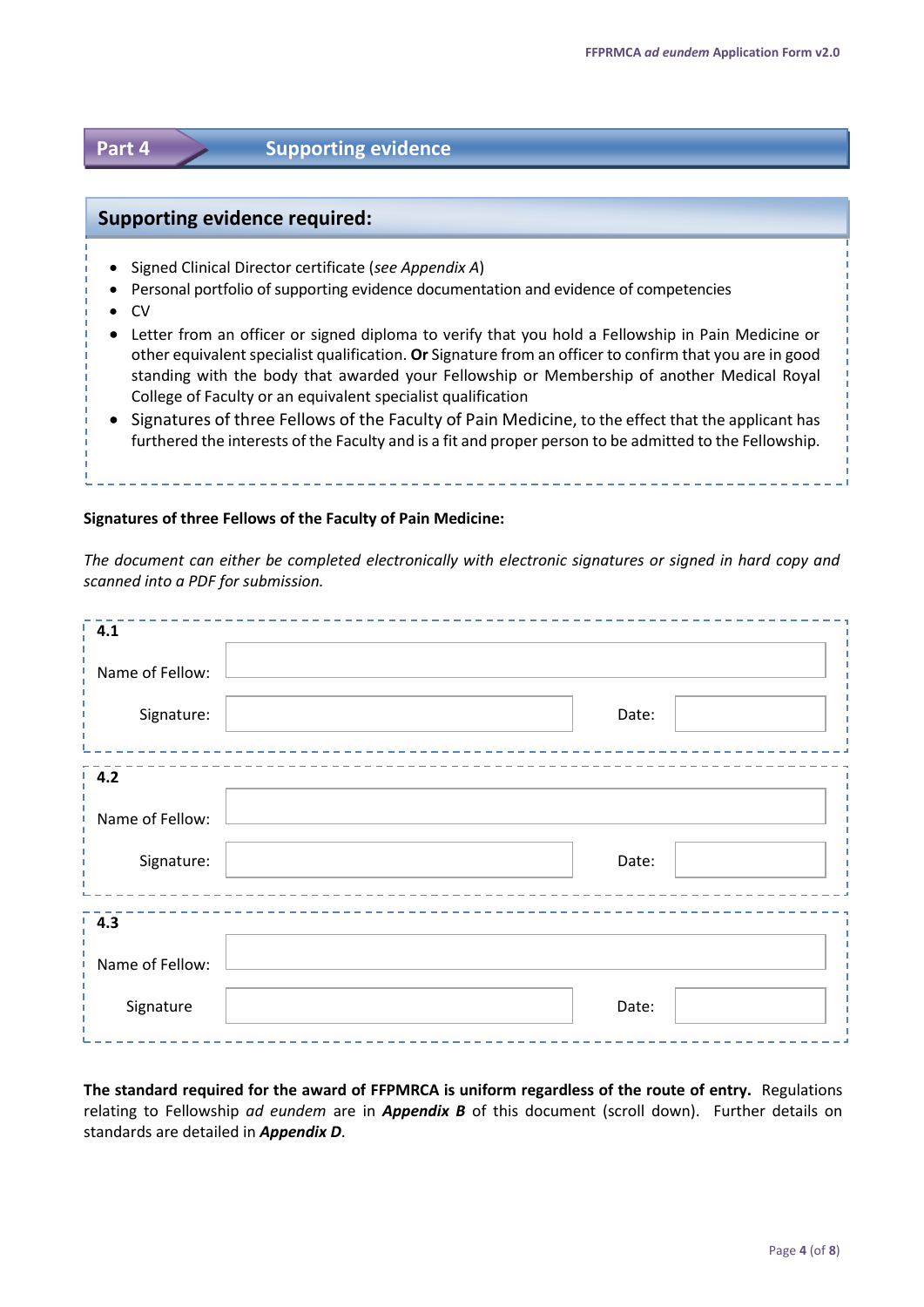## Part 4 Supporting evidence

### Supporting evidence required:

- Signed Clinical Director certificate (*see Appendix A*)
- Personal portfolio of supporting evidence documentation and evidence of competencies
- CV
- Letter from an officer or signed diploma to verify that you hold a Fellowship in Pain Medicine or other equivalent specialist qualification. **Or** Signature from an officer to confirm that you are in good standing with the body that awarded your Fellowship or Membership of another Medical Royal College of Faculty or an equivalent specialist qualification
- Signatures of three Fellows of the Faculty of Pain Medicine, to the effect that the applicant has furthered the interests of the Faculty and is a fit and proper person to be admitted to the Fellowship.

**Signatures of three Fellows of the Faculty of Pain Medicine:**

*The document can either be completed electronically with electronic signatures or signed in hard copy and scanned into a PDF for submission.*

**4.1**

| | | | |
|---|---|---|---|
| Name of Fellow: | | | |
| Signature: | | Date: | |

**4.2**

| | | | |
|---|---|---|---|
| Name of Fellow: | | | |
| Signature: | | Date: | |

**4.3**

| | | | |
|---|---|---|---|
| Name of Fellow: | | | |
| Signature | | Date: | |

**The standard required for the award of FFPMRCA is uniform regardless of the route of entry.** Regulations relating to Fellowship *ad eundem* are in ***Appendix B*** of this document (scroll down). Further details on standards are detailed in ***Appendix D***.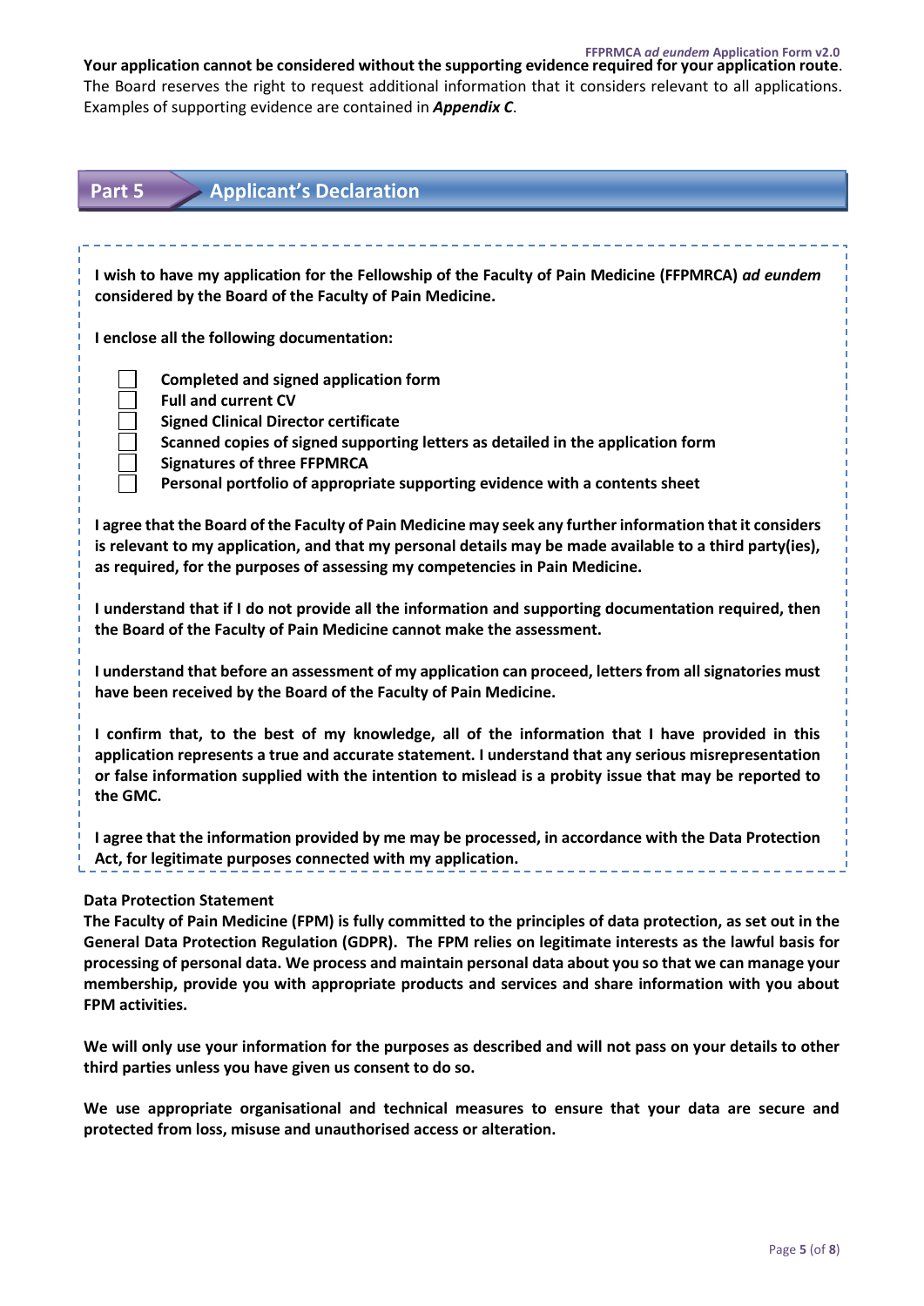**Your application cannot be considered without the supporting evidence required for your application route**. The Board reserves the right to request additional information that it considers relevant to all applications. Examples of supporting evidence are contained in ***Appendix C***.

## Part 5 Applicant's Declaration

**I wish to have my application for the Fellowship of the Faculty of Pain Medicine (FFPMRCA) *ad eundem* considered by the Board of the Faculty of Pain Medicine.**

**I enclose all the following documentation:**

- ☐ **Completed and signed application form**
- ☐ **Full and current CV**
- ☐ **Signed Clinical Director certificate**
- ☐ **Scanned copies of signed supporting letters as detailed in the application form**
- ☐ **Signatures of three FFPMRCA**
- ☐ **Personal portfolio of appropriate supporting evidence with a contents sheet**

**I agree that the Board of the Faculty of Pain Medicine may seek any further information that it considers is relevant to my application, and that my personal details may be made available to a third party(ies), as required, for the purposes of assessing my competencies in Pain Medicine.**

**I understand that if I do not provide all the information and supporting documentation required, then the Board of the Faculty of Pain Medicine cannot make the assessment.**

**I understand that before an assessment of my application can proceed, letters from all signatories must have been received by the Board of the Faculty of Pain Medicine.**

**I confirm that, to the best of my knowledge, all of the information that I have provided in this application represents a true and accurate statement. I understand that any serious misrepresentation or false information supplied with the intention to mislead is a probity issue that may be reported to the GMC.**

**I agree that the information provided by me may be processed, in accordance with the Data Protection Act, for legitimate purposes connected with my application.**

**Data Protection Statement**

**The Faculty of Pain Medicine (FPM) is fully committed to the principles of data protection, as set out in the General Data Protection Regulation (GDPR). The FPM relies on legitimate interests as the lawful basis for processing of personal data. We process and maintain personal data about you so that we can manage your membership, provide you with appropriate products and services and share information with you about FPM activities.**

**We will only use your information for the purposes as described and will not pass on your details to other third parties unless you have given us consent to do so.**

**We use appropriate organisational and technical measures to ensure that your data are secure and protected from loss, misuse and unauthorised access or alteration.**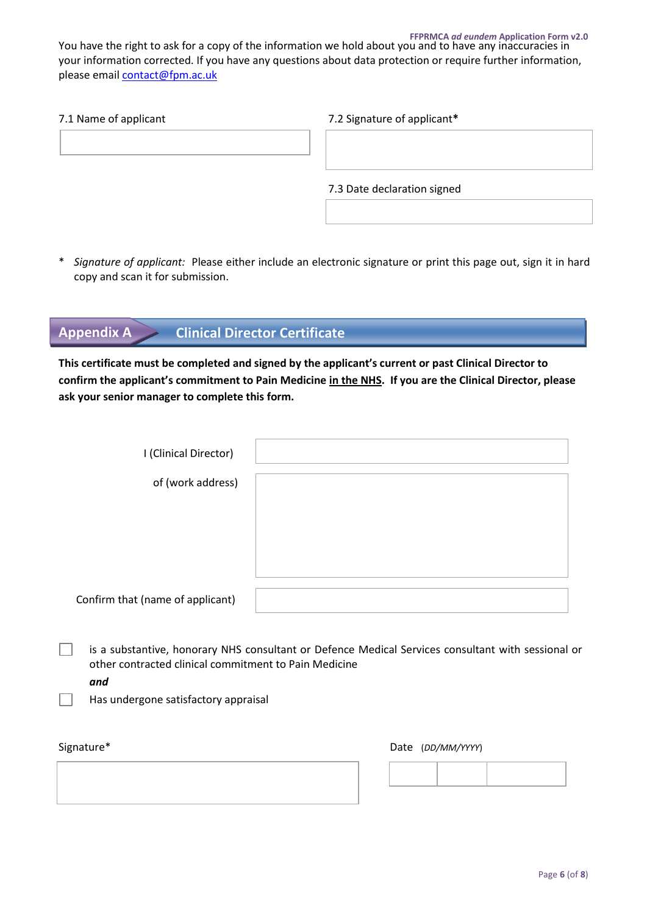You have the right to ask for a copy of the information we hold about you and to have any inaccuracies in your information corrected. If you have any questions about data protection or require further information, please email contact@fpm.ac.uk

| 7.1 Name of applicant | 7.2 Signature of applicant* |
|---|---|
| | |
| | 7.3 Date declaration signed |
| | |

\* *Signature of applicant:* Please either include an electronic signature or print this page out, sign it in hard copy and scan it for submission.

## Appendix A Clinical Director Certificate

**This certificate must be completed and signed by the applicant's current or past Clinical Director to confirm the applicant's commitment to Pain Medicine <u>in the NHS</u>. If you are the Clinical Director, please ask your senior manager to complete this form.**

| | |
|---|---|
| I (Clinical Director) | |
| of (work address) | |
| Confirm that (name of applicant) | |

☐ is a substantive, honorary NHS consultant or Defence Medical Services consultant with sessional or other contracted clinical commitment to Pain Medicine

***and***

☐ Has undergone satisfactory appraisal

| Signature* | Date (*DD/MM/YYYY*) |
|---|---|
| | |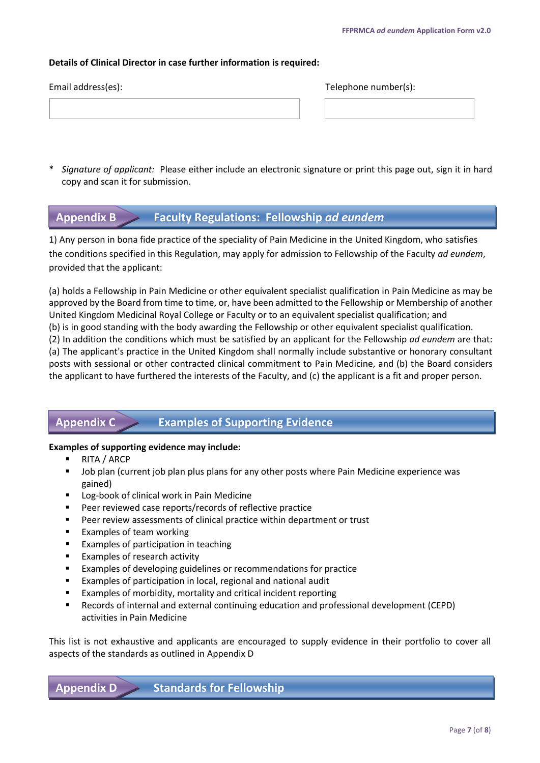**Details of Clinical Director in case further information is required:**

| Email address(es): | Telephone number(s): |
|---|---|
| | |

\* *Signature of applicant:* Please either include an electronic signature or print this page out, sign it in hard copy and scan it for submission.

## Appendix B — Faculty Regulations: Fellowship *ad eundem*

1) Any person in bona fide practice of the speciality of Pain Medicine in the United Kingdom, who satisfies the conditions specified in this Regulation, may apply for admission to Fellowship of the Faculty *ad eundem*, provided that the applicant:

(a) holds a Fellowship in Pain Medicine or other equivalent specialist qualification in Pain Medicine as may be approved by the Board from time to time, or, have been admitted to the Fellowship or Membership of another United Kingdom Medicinal Royal College or Faculty or to an equivalent specialist qualification; and
(b) is in good standing with the body awarding the Fellowship or other equivalent specialist qualification.
(2) In addition the conditions which must be satisfied by an applicant for the Fellowship *ad eundem* are that:
(a) The applicant's practice in the United Kingdom shall normally include substantive or honorary consultant posts with sessional or other contracted clinical commitment to Pain Medicine, and (b) the Board considers the applicant to have furthered the interests of the Faculty, and (c) the applicant is a fit and proper person.

## Appendix C — Examples of Supporting Evidence

**Examples of supporting evidence may include:**

- RITA / ARCP
- Job plan (current job plan plus plans for any other posts where Pain Medicine experience was gained)
- Log-book of clinical work in Pain Medicine
- Peer reviewed case reports/records of reflective practice
- Peer review assessments of clinical practice within department or trust
- Examples of team working
- Examples of participation in teaching
- Examples of research activity
- Examples of developing guidelines or recommendations for practice
- Examples of participation in local, regional and national audit
- Examples of morbidity, mortality and critical incident reporting
- Records of internal and external continuing education and professional development (CEPD) activities in Pain Medicine

This list is not exhaustive and applicants are encouraged to supply evidence in their portfolio to cover all aspects of the standards as outlined in Appendix D

## Appendix D — Standards for Fellowship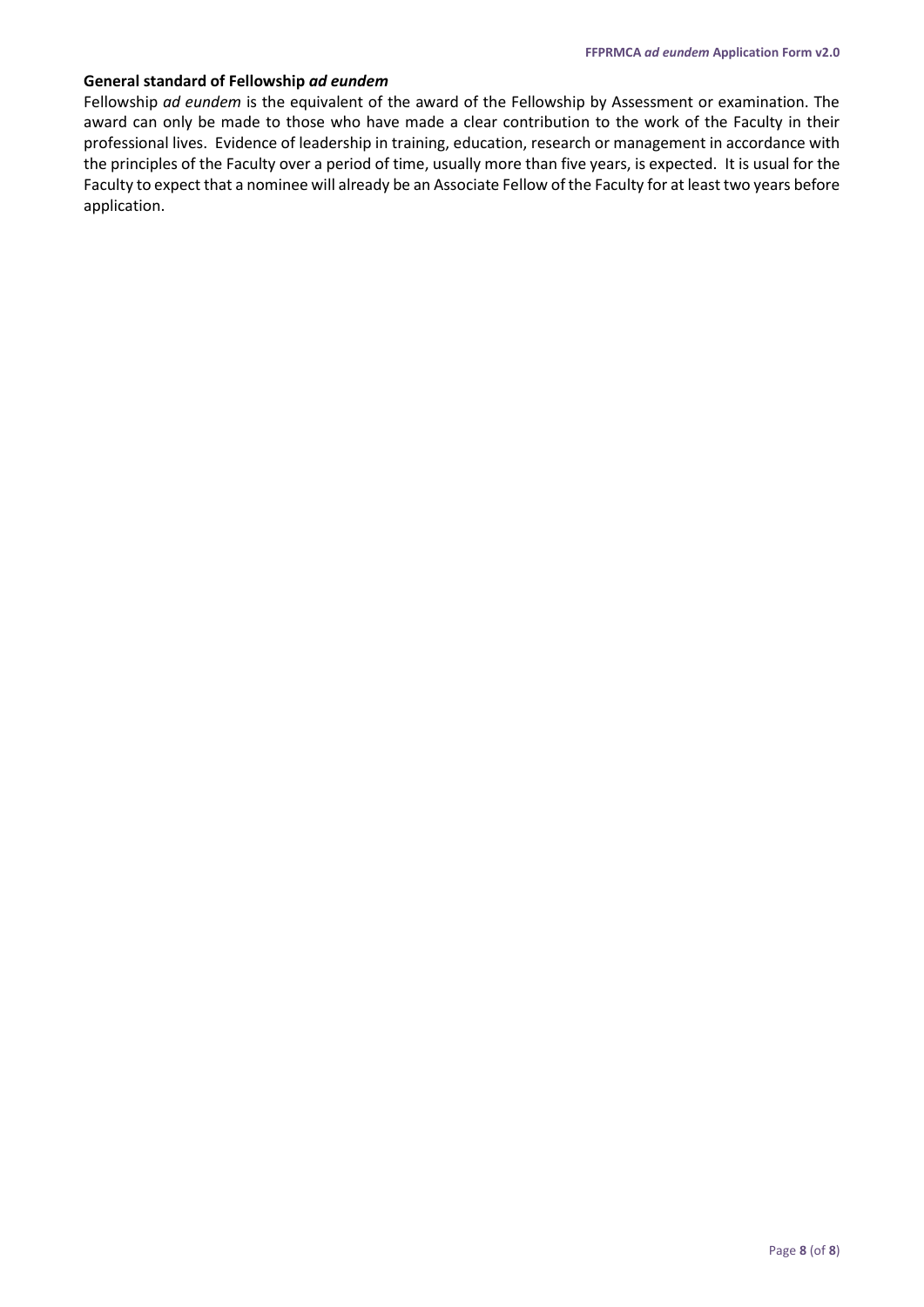**General standard of Fellowship *ad eundem***

Fellowship *ad eundem* is the equivalent of the award of the Fellowship by Assessment or examination. The award can only be made to those who have made a clear contribution to the work of the Faculty in their professional lives. Evidence of leadership in training, education, research or management in accordance with the principles of the Faculty over a period of time, usually more than five years, is expected. It is usual for the Faculty to expect that a nominee will already be an Associate Fellow of the Faculty for at least two years before application.